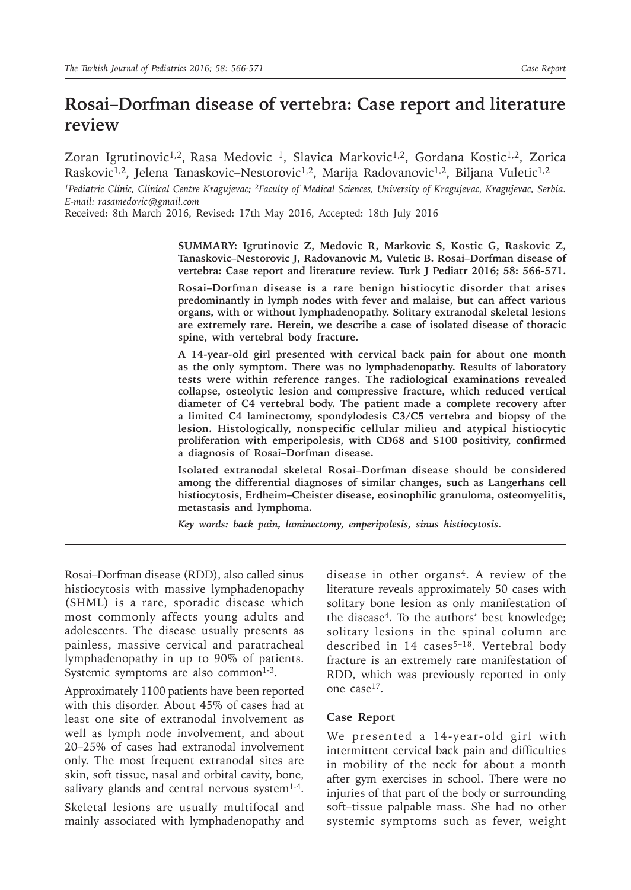# Rosai–Dorfman disease of vertebra: Case report and literature review

Zoran Igrutinovic[1,2], Rasa Medovic [1], Slavica Markovic[1,2], Gordana Kostic[1,2], Zorica Raskovic[1,2], Jelena Tanaskovic–Nestorovic[1,2], Marija Radovanovic[1,2], Biljana Vuletic[1,2]

*[1]Pediatric Clinic, Clinical Centre Kragujevac; [2]Faculty of Medical Sciences, University of Kragujevac, Kragujevac, Serbia. E-mail: rasamedovic@gmail.com*

Received: 8th March 2016, Revised: 17th May 2016, Accepted: 18th July 2016

**SUMMARY: Igrutinovic Z, Medovic R, Markovic S, Kostic G, Raskovic Z, Tanaskovic–Nestorovic J, Radovanovic M, Vuletic B. Rosai–Dorfman disease of vertebra: Case report and literature review. Turk J Pediatr 2016; 58: 566-571.**

**Rosai–Dorfman disease is a rare benign histiocytic disorder that arises predominantly in lymph nodes with fever and malaise, but can affect various organs, with or without lymphadenopathy. Solitary extranodal skeletal lesions are extremely rare. Herein, we describe a case of isolated disease of thoracic spine, with vertebral body fracture.**

**A 14-year-old girl presented with cervical back pain for about one month as the only symptom. There was no lymphadenopathy. Results of laboratory tests were within reference ranges. The radiological examinations revealed collapse, osteolytic lesion and compressive fracture, which reduced vertical diameter of C4 vertebral body. The patient made a complete recovery after a limited C4 laminectomy, spondylodesis C3/C5 vertebra and biopsy of the lesion. Histologically, nonspecific cellular milieu and atypical histiocytic proliferation with emperipolesis, with CD68 and S100 positivity, confirmed a diagnosis of Rosai–Dorfman disease.**

**Isolated extranodal skeletal Rosai–Dorfman disease should be considered among the differential diagnoses of similar changes, such as Langerhans cell histiocytosis, Erdheim–Cheister disease, eosinophilic granuloma, osteomyelitis, metastasis and lymphoma.**

***Key words:** back pain, laminectomy, emperipolesis, sinus histiocytosis.*

Rosai–Dorfman disease (RDD), also called sinus histiocytosis with massive lymphadenopathy (SHML) is a rare, sporadic disease which most commonly affects young adults and adolescents. The disease usually presents as painless, massive cervical and paratracheal lymphadenopathy in up to 90% of patients. Systemic symptoms are also common[1-3].

Approximately 1100 patients have been reported with this disorder. About 45% of cases had at least one site of extranodal involvement as well as lymph node involvement, and about 20–25% of cases had extranodal involvement only. The most frequent extranodal sites are skin, soft tissue, nasal and orbital cavity, bone, salivary glands and central nervous system[1-4].

Skeletal lesions are usually multifocal and mainly associated with lymphadenopathy and disease in other organs[4]. A review of the literature reveals approximately 50 cases with solitary bone lesion as only manifestation of the disease[4]. To the authors' best knowledge; solitary lesions in the spinal column are described in 14 cases[5–18]. Vertebral body fracture is an extremely rare manifestation of RDD, which was previously reported in only one case[17].

## Case Report

We presented a 14-year-old girl with intermittent cervical back pain and difficulties in mobility of the neck for about a month after gym exercises in school. There were no injuries of that part of the body or surrounding soft–tissue palpable mass. She had no other systemic symptoms such as fever, weight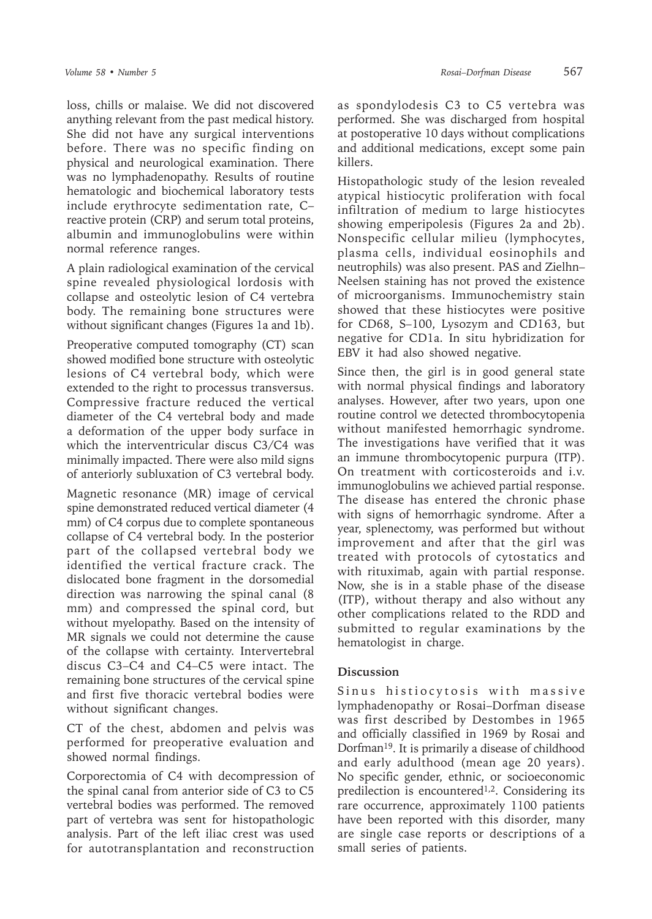loss, chills or malaise. We did not discovered anything relevant from the past medical history. She did not have any surgical interventions before. There was no specific finding on physical and neurological examination. There was no lymphadenopathy. Results of routine hematologic and biochemical laboratory tests include erythrocyte sedimentation rate, C–reactive protein (CRP) and serum total proteins, albumin and immunoglobulins were within normal reference ranges.

A plain radiological examination of the cervical spine revealed physiological lordosis with collapse and osteolytic lesion of C4 vertebra body. The remaining bone structures were without significant changes (Figures 1a and 1b).

Preoperative computed tomography (CT) scan showed modified bone structure with osteolytic lesions of C4 vertebral body, which were extended to the right to processus transversus. Compressive fracture reduced the vertical diameter of the C4 vertebral body and made a deformation of the upper body surface in which the interventricular discus C3/C4 was minimally impacted. There were also mild signs of anteriorly subluxation of C3 vertebral body.

Magnetic resonance (MR) image of cervical spine demonstrated reduced vertical diameter (4 mm) of C4 corpus due to complete spontaneous collapse of C4 vertebral body. In the posterior part of the collapsed vertebral body we identified the vertical fracture crack. The dislocated bone fragment in the dorsomedial direction was narrowing the spinal canal (8 mm) and compressed the spinal cord, but without myelopathy. Based on the intensity of MR signals we could not determine the cause of the collapse with certainty. Intervertebral discus C3–C4 and C4–C5 were intact. The remaining bone structures of the cervical spine and first five thoracic vertebral bodies were without significant changes.

CT of the chest, abdomen and pelvis was performed for preoperative evaluation and showed normal findings.

Corporectomia of C4 with decompression of the spinal canal from anterior side of C3 to C5 vertebral bodies was performed. The removed part of vertebra was sent for histopathologic analysis. Part of the left iliac crest was used for autotransplantation and reconstruction as spondylodesis C3 to C5 vertebra was performed. She was discharged from hospital at postoperative 10 days without complications and additional medications, except some pain killers.

Histopathologic study of the lesion revealed atypical histiocytic proliferation with focal infiltration of medium to large histiocytes showing emperipolesis (Figures 2a and 2b). Nonspecific cellular milieu (lymphocytes, plasma cells, individual eosinophils and neutrophils) was also present. PAS and Zielhn–Neelsen staining has not proved the existence of microorganisms. Immunochemistry stain showed that these histiocytes were positive for CD68, S–100, Lysozym and CD163, but negative for CD1a. In situ hybridization for EBV it had also showed negative.

Since then, the girl is in good general state with normal physical findings and laboratory analyses. However, after two years, upon one routine control we detected thrombocytopenia without manifested hemorrhagic syndrome. The investigations have verified that it was an immune thrombocytopenic purpura (ITP). On treatment with corticosteroids and i.v. immunoglobulins we achieved partial response. The disease has entered the chronic phase with signs of hemorrhagic syndrome. After a year, splenectomy, was performed but without improvement and after that the girl was treated with protocols of cytostatics and with rituximab, again with partial response. Now, she is in a stable phase of the disease (ITP), without therapy and also without any other complications related to the RDD and submitted to regular examinations by the hematologist in charge.

## Discussion

Sinus histiocytosis with massive lymphadenopathy or Rosai–Dorfman disease was first described by Destombes in 1965 and officially classified in 1969 by Rosai and Dorfman[19]. It is primarily a disease of childhood and early adulthood (mean age 20 years). No specific gender, ethnic, or socioeconomic predilection is encountered[1,2]. Considering its rare occurrence, approximately 1100 patients have been reported with this disorder, many are single case reports or descriptions of a small series of patients.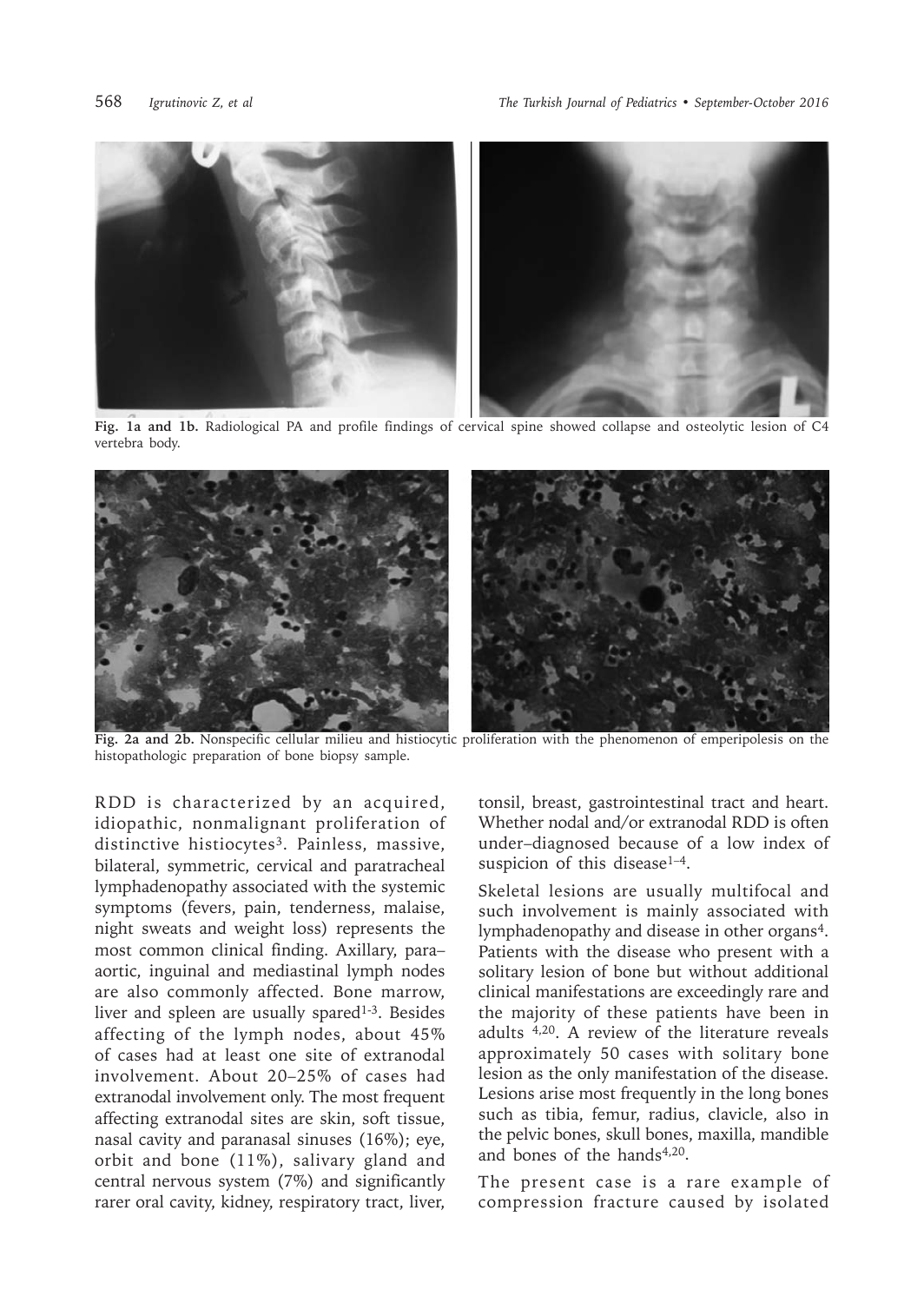Fig. 1a and 1b. Radiological PA and profile findings of cervical spine showed collapse and osteolytic lesion of C4 vertebra body.

Fig. 2a and 2b. Nonspecific cellular milieu and histiocytic proliferation with the phenomenon of emperipolesis on the histopathologic preparation of bone biopsy sample.

RDD is characterized by an acquired, idiopathic, nonmalignant proliferation of distinctive histiocytes[3]. Painless, massive, bilateral, symmetric, cervical and paratracheal lymphadenopathy associated with the systemic symptoms (fevers, pain, tenderness, malaise, night sweats and weight loss) represents the most common clinical finding. Axillary, para–aortic, inguinal and mediastinal lymph nodes are also commonly affected. Bone marrow, liver and spleen are usually spared[1-3]. Besides affecting of the lymph nodes, about 45% of cases had at least one site of extranodal involvement. About 20–25% of cases had extranodal involvement only. The most frequent affecting extranodal sites are skin, soft tissue, nasal cavity and paranasal sinuses (16%); eye, orbit and bone (11%), salivary gland and central nervous system (7%) and significantly rarer oral cavity, kidney, respiratory tract, liver, tonsil, breast, gastrointestinal tract and heart. Whether nodal and/or extranodal RDD is often under–diagnosed because of a low index of suspicion of this disease[1–4].

Skeletal lesions are usually multifocal and such involvement is mainly associated with lymphadenopathy and disease in other organs[4]. Patients with the disease who present with a solitary lesion of bone but without additional clinical manifestations are exceedingly rare and the majority of these patients have been in adults [4,20]. A review of the literature reveals approximately 50 cases with solitary bone lesion as the only manifestation of the disease. Lesions arise most frequently in the long bones such as tibia, femur, radius, clavicle, also in the pelvic bones, skull bones, maxilla, mandible and bones of the hands[4,20].

The present case is a rare example of compression fracture caused by isolated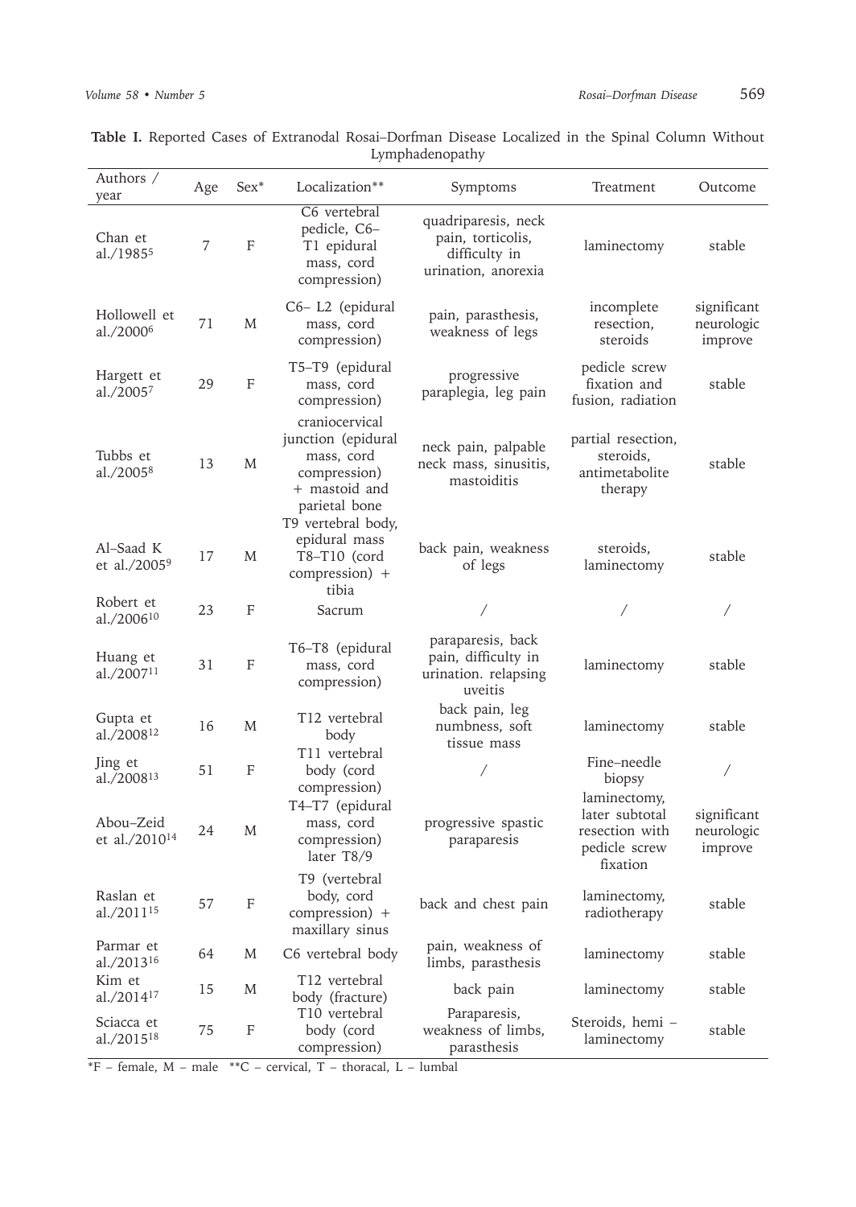**Table I.** Reported Cases of Extranodal Rosai–Dorfman Disease Localized in the Spinal Column Without Lymphadenopathy

| Authors / year | Age | Sex* | Localization** | Symptoms | Treatment | Outcome |
|---|---|---|---|---|---|---|
| Chan et al./1985[5] | 7 | F | C6 vertebral pedicle, C6–T1 epidural mass, cord compression) | quadriparesis, neck pain, torticolis, difficulty in urination, anorexia | laminectomy | stable |
| Hollowell et al./2000[6] | 71 | M | C6– L2 (epidural mass, cord compression) | pain, parasthesis, weakness of legs | incomplete resection, steroids | significant neurologic improve |
| Hargett et al./2005[7] | 29 | F | T5–T9 (epidural mass, cord compression) | progressive paraplegia, leg pain | pedicle screw fixation and fusion, radiation | stable |
| Tubbs et al./2005[8] | 13 | M | craniocervical junction (epidural mass, cord compression) + mastoid and parietal bone | neck pain, palpable neck mass, sinusitis, mastoiditis | partial resection, steroids, antimetabolite therapy | stable |
| Al–Saad K et al./2005[9] | 17 | M | T9 vertebral body, epidural mass T8–T10 (cord compression) + tibia | back pain, weakness of legs | steroids, laminectomy | stable |
| Robert et al./2006[10] | 23 | F | Sacrum | / | / | / |
| Huang et al./2007[11] | 31 | F | T6–T8 (epidural mass, cord compression) | paraparesis, back pain, difficulty in urination. relapsing uveitis | laminectomy | stable |
| Gupta et al./2008[12] | 16 | M | T12 vertebral body | back pain, leg numbness, soft tissue mass | laminectomy | stable |
| Jing et al./2008[13] | 51 | F | T11 vertebral body (cord compression) | / | Fine–needle biopsy | / |
| Abou–Zeid et al./2010[14] | 24 | M | T4–T7 (epidural mass, cord compression) later T8/9 | progressive spastic paraparesis | laminectomy, later subtotal resection with pedicle screw fixation | significant neurologic improve |
| Raslan et al./2011[15] | 57 | F | T9 (vertebral body, cord compression) + maxillary sinus | back and chest pain | laminectomy, radiotherapy | stable |
| Parmar et al./2013[16] | 64 | M | C6 vertebral body | pain, weakness of limbs, parasthesis | laminectomy | stable |
| Kim et al./2014[17] | 15 | M | T12 vertebral body (fracture) | back pain | laminectomy | stable |
| Sciacca et al./2015[18] | 75 | F | T10 vertebral body (cord compression) | Paraparesis, weakness of limbs, parasthesis | Steroids, hemi – laminectomy | stable |

*F – female, M – male **C – cervical, T – thoracal, L – lumbal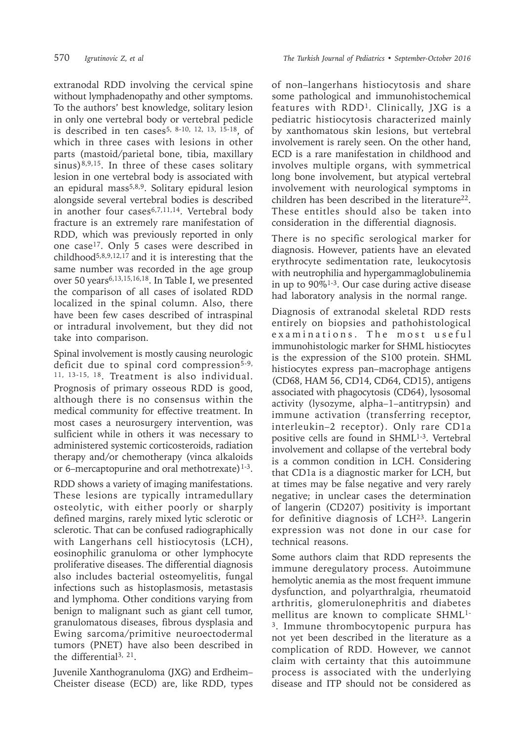extranodal RDD involving the cervical spine without lymphadenopathy and other symptoms. To the authors' best knowledge, solitary lesion in only one vertebral body or vertebral pedicle is described in ten cases[5, 8-10, 12, 13, 15-18], of which in three cases with lesions in other parts (mastoid/parietal bone, tibia, maxillary sinus)[8,9,15]. In three of these cases solitary lesion in one vertebral body is associated with an epidural mass[5,8,9]. Solitary epidural lesion alongside several vertebral bodies is described in another four cases[6,7,11,14]. Vertebral body fracture is an extremely rare manifestation of RDD, which was previously reported in only one case[17]. Only 5 cases were described in childhood[5,8,9,12,17] and it is interesting that the same number was recorded in the age group over 50 years[6,13,15,16,18]. In Table I, we presented the comparison of all cases of isolated RDD localized in the spinal column. Also, there have been few cases described of intraspinal or intradural involvement, but they did not take into comparison.

Spinal involvement is mostly causing neurologic deficit due to spinal cord compression[5-9, 11, 13-15, 18]. Treatment is also individual. Prognosis of primary osseous RDD is good, although there is no consensus within the medical community for effective treatment. In most cases a neurosurgery intervention, was sufficient while in others it was necessary to administered systemic corticosteroids, radiation therapy and/or chemotherapy (vinca alkaloids or 6–mercaptopurine and oral methotrexate)[1-3].

RDD shows a variety of imaging manifestations. These lesions are typically intramedullary osteolytic, with either poorly or sharply defined margins, rarely mixed lytic sclerotic or sclerotic. That can be confused radiographically with Langerhans cell histiocytosis (LCH), eosinophilic granuloma or other lymphocyte proliferative diseases. The differential diagnosis also includes bacterial osteomyelitis, fungal infections such as histoplasmosis, metastasis and lymphoma. Other conditions varying from benign to malignant such as giant cell tumor, granulomatous diseases, fibrous dysplasia and Ewing sarcoma/primitive neuroectodermal tumors (PNET) have also been described in the differential[3, 21].

Juvenile Xanthogranuloma (JXG) and Erdheim–Cheister disease (ECD) are, like RDD, types of non–langerhans histiocytosis and share some pathological and immunohistochemical features with RDD[1]. Clinically, JXG is a pediatric histiocytosis characterized mainly by xanthomatous skin lesions, but vertebral involvement is rarely seen. On the other hand, ECD is a rare manifestation in childhood and involves multiple organs, with symmetrical long bone involvement, but atypical vertebral involvement with neurological symptoms in children has been described in the literature[22]. These entitles should also be taken into consideration in the differential diagnosis.

There is no specific serological marker for diagnosis. However, patients have an elevated erythrocyte sedimentation rate, leukocytosis with neutrophilia and hypergammaglobulinemia in up to 90%[1-3]. Our case during active disease had laboratory analysis in the normal range.

Diagnosis of extranodal skeletal RDD rests entirely on biopsies and pathohistological examinations. The most useful immunohistologic marker for SHML histiocytes is the expression of the S100 protein. SHML histiocytes express pan–macrophage antigens (CD68, HAM 56, CD14, CD64, CD15), antigens associated with phagocytosis (CD64), lysosomal activity (lysozyme, alpha–1–antitrypsin) and immune activation (transferring receptor, interleukin–2 receptor). Only rare CD1a positive cells are found in SHML[1-3]. Vertebral involvement and collapse of the vertebral body is a common condition in LCH. Considering that CD1a is a diagnostic marker for LCH, but at times may be false negative and very rarely negative; in unclear cases the determination of langerin (CD207) positivity is important for definitive diagnosis of LCH[23]. Langerin expression was not done in our case for technical reasons.

Some authors claim that RDD represents the immune deregulatory process. Autoimmune hemolytic anemia as the most frequent immune dysfunction, and polyarthralgia, rheumatoid arthritis, glomerulonephritis and diabetes mellitus are known to complicate SHML[1-3]. Immune thrombocytopenic purpura has not yet been described in the literature as a complication of RDD. However, we cannot claim with certainty that this autoimmune process is associated with the underlying disease and ITP should not be considered as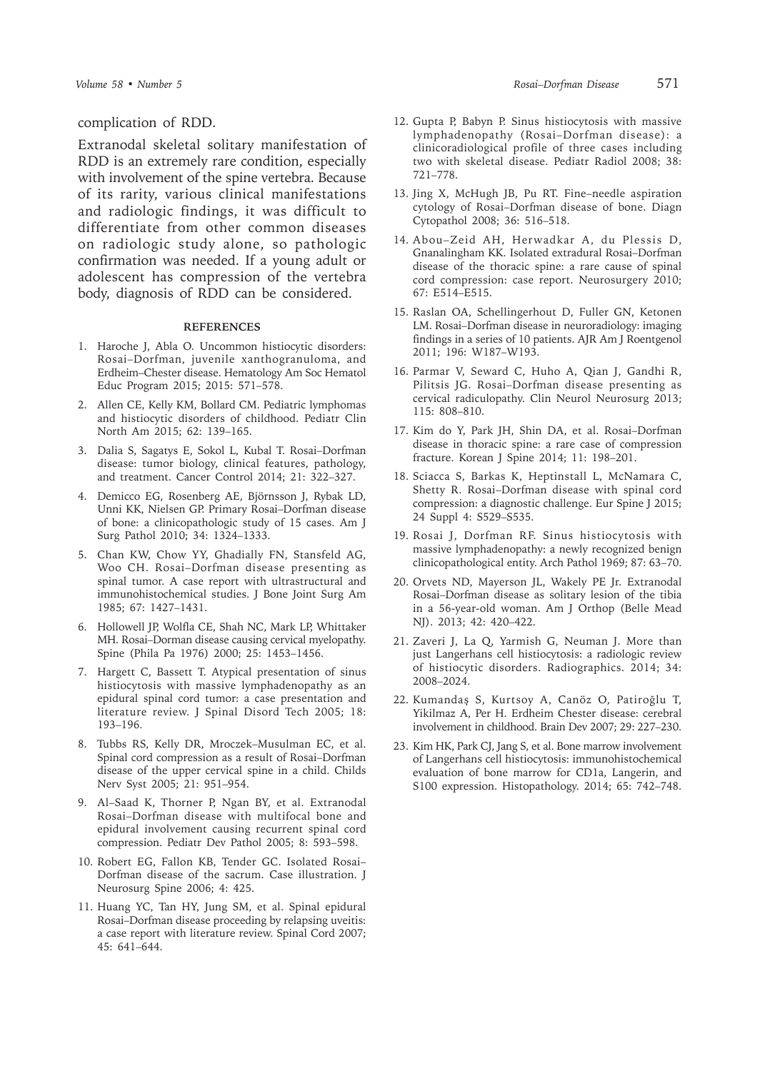complication of RDD.

Extranodal skeletal solitary manifestation of RDD is an extremely rare condition, especially with involvement of the spine vertebra. Because of its rarity, various clinical manifestations and radiologic findings, it was difficult to differentiate from other common diseases on radiologic study alone, so pathologic confirmation was needed. If a young adult or adolescent has compression of the vertebra body, diagnosis of RDD can be considered.

## REFERENCES

1. Haroche J, Abla O. Uncommon histiocytic disorders: Rosai–Dorfman, juvenile xanthogranuloma, and Erdheim–Chester disease. Hematology Am Soc Hematol Educ Program 2015; 2015: 571–578.
2. Allen CE, Kelly KM, Bollard CM. Pediatric lymphomas and histiocytic disorders of childhood. Pediatr Clin North Am 2015; 62: 139–165.
3. Dalia S, Sagatys E, Sokol L, Kubal T. Rosai–Dorfman disease: tumor biology, clinical features, pathology, and treatment. Cancer Control 2014; 21: 322–327.
4. Demicco EG, Rosenberg AE, Björnsson J, Rybak LD, Unni KK, Nielsen GP. Primary Rosai–Dorfman disease of bone: a clinicopathologic study of 15 cases. Am J Surg Pathol 2010; 34: 1324–1333.
5. Chan KW, Chow YY, Ghadially FN, Stansfeld AG, Woo CH. Rosai–Dorfman disease presenting as spinal tumor. A case report with ultrastructural and immunohistochemical studies. J Bone Joint Surg Am 1985; 67: 1427–1431.
6. Hollowell JP, Wolfla CE, Shah NC, Mark LP, Whittaker MH. Rosai–Dorman disease causing cervical myelopathy. Spine (Phila Pa 1976) 2000; 25: 1453–1456.
7. Hargett C, Bassett T. Atypical presentation of sinus histiocytosis with massive lymphadenopathy as an epidural spinal cord tumor: a case presentation and literature review. J Spinal Disord Tech 2005; 18: 193–196.
8. Tubbs RS, Kelly DR, Mroczek–Musulman EC, et al. Spinal cord compression as a result of Rosai–Dorfman disease of the upper cervical spine in a child. Childs Nerv Syst 2005; 21: 951–954.
9. Al–Saad K, Thorner P, Ngan BY, et al. Extranodal Rosai–Dorfman disease with multifocal bone and epidural involvement causing recurrent spinal cord compression. Pediatr Dev Pathol 2005; 8: 593–598.
10. Robert EG, Fallon KB, Tender GC. Isolated Rosai–Dorfman disease of the sacrum. Case illustration. J Neurosurg Spine 2006; 4: 425.
11. Huang YC, Tan HY, Jung SM, et al. Spinal epidural Rosai–Dorfman disease proceeding by relapsing uveitis: a case report with literature review. Spinal Cord 2007; 45: 641–644.
12. Gupta P, Babyn P. Sinus histiocytosis with massive lymphadenopathy (Rosai–Dorfman disease): a clinicoradiological profile of three cases including two with skeletal disease. Pediatr Radiol 2008; 38: 721–778.
13. Jing X, McHugh JB, Pu RT. Fine–needle aspiration cytology of Rosai–Dorfman disease of bone. Diagn Cytopathol 2008; 36: 516–518.
14. Abou–Zeid AH, Herwadkar A, du Plessis D, Gnanalingham KK. Isolated extradural Rosai–Dorfman disease of the thoracic spine: a rare cause of spinal cord compression: case report. Neurosurgery 2010; 67: E514–E515.
15. Raslan OA, Schellingerhout D, Fuller GN, Ketonen LM. Rosai–Dorfman disease in neuroradiology: imaging findings in a series of 10 patients. AJR Am J Roentgenol 2011; 196: W187–W193.
16. Parmar V, Seward C, Huho A, Qian J, Gandhi R, Pilitsis JG. Rosai–Dorfman disease presenting as cervical radiculopathy. Clin Neurol Neurosurg 2013; 115: 808–810.
17. Kim do Y, Park JH, Shin DA, et al. Rosai–Dorfman disease in thoracic spine: a rare case of compression fracture. Korean J Spine 2014; 11: 198–201.
18. Sciacca S, Barkas K, Heptinstall L, McNamara C, Shetty R. Rosai–Dorfman disease with spinal cord compression: a diagnostic challenge. Eur Spine J 2015; 24 Suppl 4: S529–S535.
19. Rosai J, Dorfman RF. Sinus histiocytosis with massive lymphadenopathy: a newly recognized benign clinicopathological entity. Arch Pathol 1969; 87: 63–70.
20. Orvets ND, Mayerson JL, Wakely PE Jr. Extranodal Rosai–Dorfman disease as solitary lesion of the tibia in a 56-year-old woman. Am J Orthop (Belle Mead NJ). 2013; 42: 420–422.
21. Zaveri J, La Q, Yarmish G, Neuman J. More than just Langerhans cell histiocytosis: a radiologic review of histiocytic disorders. Radiographics. 2014; 34: 2008–2024.
22. Kumandaş S, Kurtsoy A, Canöz O, Patiroğlu T, Yikilmaz A, Per H. Erdheim Chester disease: cerebral involvement in childhood. Brain Dev 2007; 29: 227–230.
23. Kim HK, Park CJ, Jang S, et al. Bone marrow involvement of Langerhans cell histiocytosis: immunohistochemical evaluation of bone marrow for CD1a, Langerin, and S100 expression. Histopathology. 2014; 65: 742–748.